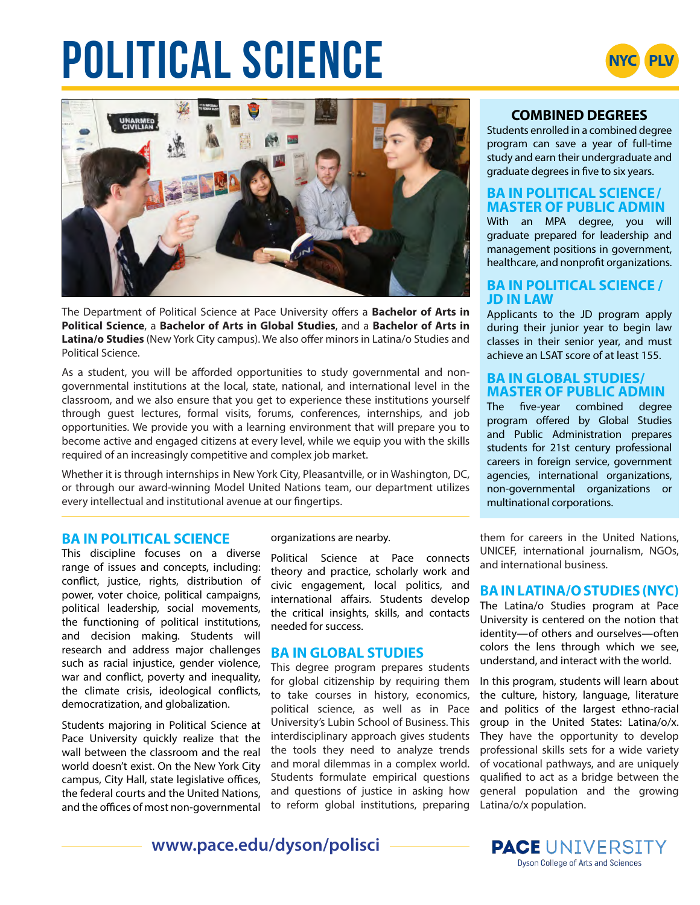# POLITICAL SCIENCE

NYC PLV

The Department of Political Science at Pace University offers a **Bachelor of Arts in Political Science**, a **Bachelor of Arts in Global Studies**, and a **Bachelor of Arts in Latina/o Studies** (New York City campus). We also offer minors in Latina/o Studies and Political Science.

As a student, you will be afforded opportunities to study governmental and non-governmental institutions at the local, state, national, and international level in the classroom, and we also ensure that you get to experience these institutions yourself through guest lectures, formal visits, forums, conferences, internships, and job opportunities. We provide you with a learning environment that will prepare you to become active and engaged citizens at every level, while we equip you with the skills required of an increasingly competitive and complex job market.

Whether it is through internships in New York City, Pleasantville, or in Washington, DC, or through our award-winning Model United Nations team, our department utilizes every intellectual and institutional avenue at our fingertips.

## COMBINED DEGREES

Students enrolled in a combined degree program can save a year of full-time study and earn their undergraduate and graduate degrees in five to six years.

### BA IN POLITICAL SCIENCE / MASTER OF PUBLIC ADMIN

With an MPA degree, you will graduate prepared for leadership and management positions in government, healthcare, and nonprofit organizations.

### BA IN POLITICAL SCIENCE / JD IN LAW

Applicants to the JD program apply during their junior year to begin law classes in their senior year, and must achieve an LSAT score of at least 155.

### BA IN GLOBAL STUDIES/ MASTER OF PUBLIC ADMIN

The five-year combined degree program offered by Global Studies and Public Administration prepares students for 21st century professional careers in foreign service, government agencies, international organizations, non-governmental organizations or multinational corporations.

## BA IN POLITICAL SCIENCE

This discipline focuses on a diverse range of issues and concepts, including: conflict, justice, rights, distribution of power, voter choice, political campaigns, political leadership, social movements, the functioning of political institutions, and decision making. Students will research and address major challenges such as racial injustice, gender violence, war and conflict, poverty and inequality, the climate crisis, ideological conflicts, democratization, and globalization.

Students majoring in Political Science at Pace University quickly realize that the wall between the classroom and the real world doesn't exist. On the New York City campus, City Hall, state legislative offices, the federal courts and the United Nations, and the offices of most non-governmental organizations are nearby.

Political Science at Pace connects theory and practice, scholarly work and civic engagement, local politics, and international affairs. Students develop the critical insights, skills, and contacts needed for success.

## BA IN GLOBAL STUDIES

This degree program prepares students for global citizenship by requiring them to take courses in history, economics, political science, as well as in Pace University's Lubin School of Business. This interdisciplinary approach gives students the tools they need to analyze trends and moral dilemmas in a complex world. Students formulate empirical questions and questions of justice in asking how to reform global institutions, preparing them for careers in the United Nations, UNICEF, international journalism, NGOs, and international business.

## BA IN LATINA/O STUDIES (NYC)

The Latina/o Studies program at Pace University is centered on the notion that identity—of others and ourselves—often colors the lens through which we see, understand, and interact with the world.

In this program, students will learn about the culture, history, language, literature and politics of the largest ethno-racial group in the United States: Latina/o/x. They have the opportunity to develop professional skills sets for a wide variety of vocational pathways, and are uniquely qualified to act as a bridge between the general population and the growing Latina/o/x population.

www.pace.edu/dyson/polisci

PACE UNIVERSITY
Dyson College of Arts and Sciences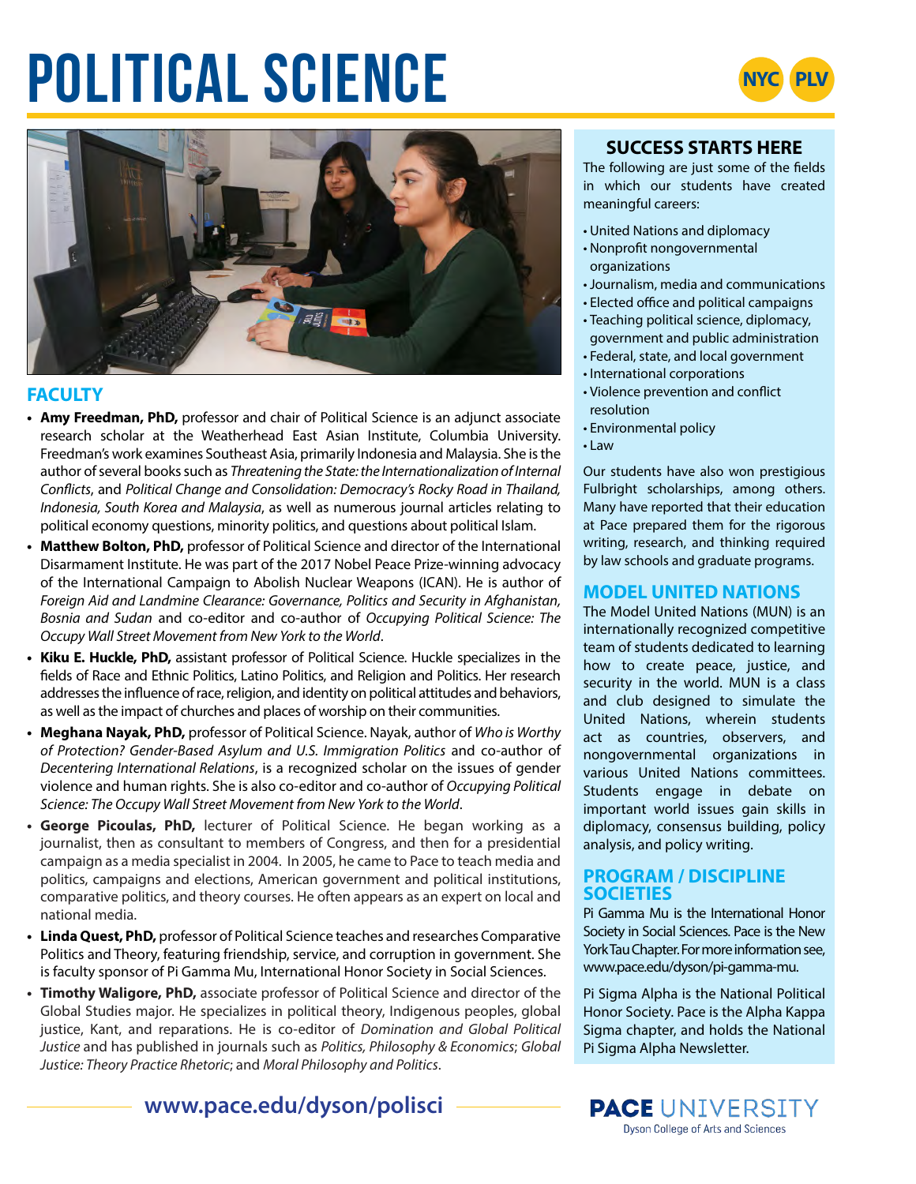# POLITICAL SCIENCE

NYC PLV

## FACULTY

- **Amy Freedman, PhD,** professor and chair of Political Science is an adjunct associate research scholar at the Weatherhead East Asian Institute, Columbia University. Freedman's work examines Southeast Asia, primarily Indonesia and Malaysia. She is the author of several books such as *Threatening the State: the Internationalization of Internal Conflicts*, and *Political Change and Consolidation: Democracy's Rocky Road in Thailand, Indonesia, South Korea and Malaysia*, as well as numerous journal articles relating to political economy questions, minority politics, and questions about political Islam.
- **Matthew Bolton, PhD,** professor of Political Science and director of the International Disarmament Institute. He was part of the 2017 Nobel Peace Prize-winning advocacy of the International Campaign to Abolish Nuclear Weapons (ICAN). He is author of *Foreign Aid and Landmine Clearance: Governance, Politics and Security in Afghanistan, Bosnia and Sudan* and co-editor and co-author of *Occupying Political Science: The Occupy Wall Street Movement from New York to the World*.
- **Kiku E. Huckle, PhD,** assistant professor of Political Science. Huckle specializes in the fields of Race and Ethnic Politics, Latino Politics, and Religion and Politics. Her research addresses the influence of race, religion, and identity on political attitudes and behaviors, as well as the impact of churches and places of worship on their communities.
- **Meghana Nayak, PhD,** professor of Political Science. Nayak, author of *Who is Worthy of Protection? Gender-Based Asylum and U.S. Immigration Politics* and co-author of *Decentering International Relations*, is a recognized scholar on the issues of gender violence and human rights. She is also co-editor and co-author of *Occupying Political Science: The Occupy Wall Street Movement from New York to the World*.
- **George Picoulas, PhD,** lecturer of Political Science. He began working as a journalist, then as consultant to members of Congress, and then for a presidential campaign as a media specialist in 2004. In 2005, he came to Pace to teach media and politics, campaigns and elections, American government and political institutions, comparative politics, and theory courses. He often appears as an expert on local and national media.
- **Linda Quest, PhD,** professor of Political Science teaches and researches Comparative Politics and Theory, featuring friendship, service, and corruption in government. She is faculty sponsor of Pi Gamma Mu, International Honor Society in Social Sciences.
- **Timothy Waligore, PhD,** associate professor of Political Science and director of the Global Studies major. He specializes in political theory, Indigenous peoples, global justice, Kant, and reparations. He is co-editor of *Domination and Global Political Justice* and has published in journals such as *Politics, Philosophy & Economics*; *Global Justice: Theory Practice Rhetoric*; and *Moral Philosophy and Politics*.

## SUCCESS STARTS HERE

The following are just some of the fields in which our students have created meaningful careers:

- United Nations and diplomacy
- Nonprofit nongovernmental organizations
- Journalism, media and communications
- Elected office and political campaigns
- Teaching political science, diplomacy, government and public administration
- Federal, state, and local government
- International corporations
- Violence prevention and conflict resolution
- Environmental policy
- Law

Our students have also won prestigious Fulbright scholarships, among others. Many have reported that their education at Pace prepared them for the rigorous writing, research, and thinking required by law schools and graduate programs.

## MODEL UNITED NATIONS

The Model United Nations (MUN) is an internationally recognized competitive team of students dedicated to learning how to create peace, justice, and security in the world. MUN is a class and club designed to simulate the United Nations, wherein students act as countries, observers, and nongovernmental organizations in various United Nations committees. Students engage in debate on important world issues gain skills in diplomacy, consensus building, policy analysis, and policy writing.

## PROGRAM / DISCIPLINE SOCIETIES

Pi Gamma Mu is the International Honor Society in Social Sciences. Pace is the New York Tau Chapter. For more information see, www.pace.edu/dyson/pi-gamma-mu.

Pi Sigma Alpha is the National Political Honor Society. Pace is the Alpha Kappa Sigma chapter, and holds the National Pi Sigma Alpha Newsletter.

www.pace.edu/dyson/polisci

PACE UNIVERSITY
Dyson College of Arts and Sciences